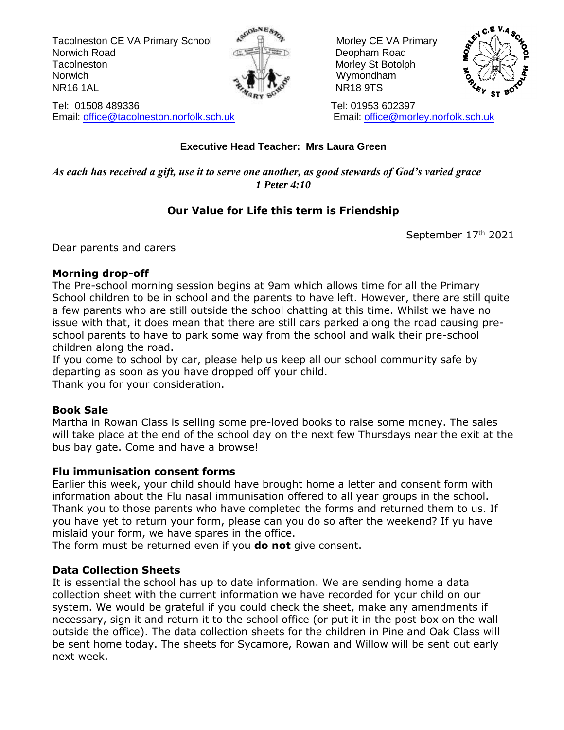Tacolneston CE VA Primary School
Norwich Road
Tacolneston
Norwich
NR16 1AL

Tel: 01508 489336
Email: office@tacolneston.norfolk.sch.uk

Morley CE VA Primary
Deopham Road
Morley St Botolph
Wymondham
NR18 9TS

Tel: 01953 602397
Email: office@morley.norfolk.sch.uk

**Executive Head Teacher: Mrs Laura Green**

***As each has received a gift, use it to serve one another, as good stewards of God's varied grace***
***1 Peter 4:10***

**Our Value for Life this term is Friendship**

September 17th 2021

Dear parents and carers

**Morning drop-off**

The Pre-school morning session begins at 9am which allows time for all the Primary School children to be in school and the parents to have left. However, there are still quite a few parents who are still outside the school chatting at this time. Whilst we have no issue with that, it does mean that there are still cars parked along the road causing pre-school parents to have to park some way from the school and walk their pre-school children along the road.
If you come to school by car, please help us keep all our school community safe by departing as soon as you have dropped off your child.
Thank you for your consideration.

**Book Sale**

Martha in Rowan Class is selling some pre-loved books to raise some money. The sales will take place at the end of the school day on the next few Thursdays near the exit at the bus bay gate. Come and have a browse!

**Flu immunisation consent forms**

Earlier this week, your child should have brought home a letter and consent form with information about the Flu nasal immunisation offered to all year groups in the school. Thank you to those parents who have completed the forms and returned them to us. If you have yet to return your form, please can you do so after the weekend? If yu have mislaid your form, we have spares in the office.
The form must be returned even if you **do not** give consent.

**Data Collection Sheets**

It is essential the school has up to date information. We are sending home a data collection sheet with the current information we have recorded for your child on our system. We would be grateful if you could check the sheet, make any amendments if necessary, sign it and return it to the school office (or put it in the post box on the wall outside the office). The data collection sheets for the children in Pine and Oak Class will be sent home today. The sheets for Sycamore, Rowan and Willow will be sent out early next week.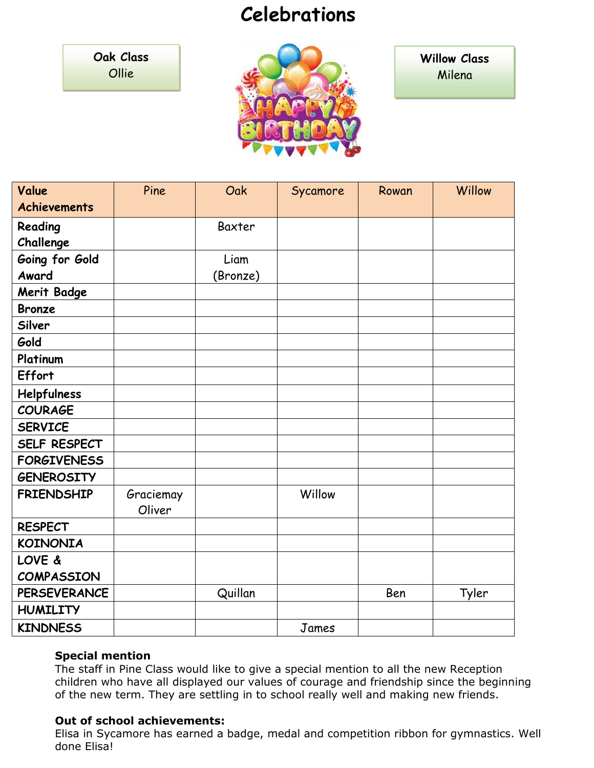# Celebrations

**Oak Class**
Ollie

**Willow Class**
Milena

| Value Achievements | Pine | Oak | Sycamore | Rowan | Willow |
|---|---|---|---|---|---|
| Reading Challenge | | Baxter | | | |
| Going for Gold Award | | Liam (Bronze) | | | |
| Merit Badge | | | | | |
| Bronze | | | | | |
| Silver | | | | | |
| Gold | | | | | |
| Platinum | | | | | |
| Effort | | | | | |
| Helpfulness | | | | | |
| COURAGE | | | | | |
| SERVICE | | | | | |
| SELF RESPECT | | | | | |
| FORGIVENESS | | | | | |
| GENEROSITY | | | | | |
| FRIENDSHIP | Graciemay Oliver | | Willow | | |
| RESPECT | | | | | |
| KOINONIA | | | | | |
| LOVE & COMPASSION | | | | | |
| PERSEVERANCE | | Quillan | | Ben | Tyler |
| HUMILITY | | | | | |
| KINDNESS | | | James | | |

**Special mention**
The staff in Pine Class would like to give a special mention to all the new Reception children who have all displayed our values of courage and friendship since the beginning of the new term. They are settling in to school really well and making new friends.

**Out of school achievements:**
Elisa in Sycamore has earned a badge, medal and competition ribbon for gymnastics. Well done Elisa!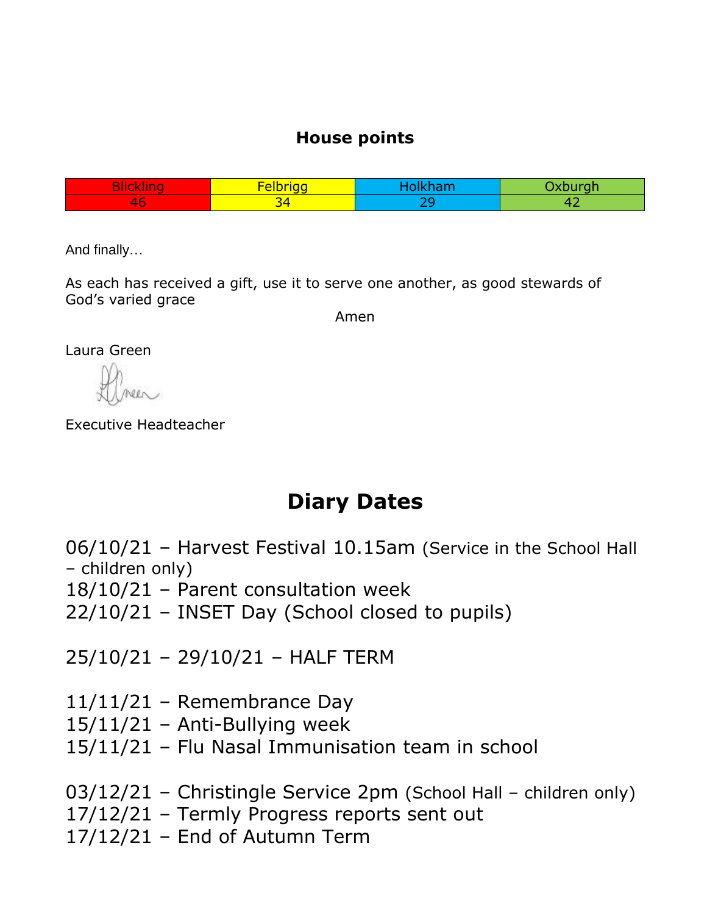## House points

| Blickling | Felbrigg | Holkham | Oxburgh |
|---|---|---|---|
| 46 | 34 | 29 | 42 |

And finally…

As each has received a gift, use it to serve one another, as good stewards of God's varied grace

Amen

Laura Green

Executive Headteacher

# Diary Dates

06/10/21 – Harvest Festival 10.15am (Service in the School Hall – children only)
18/10/21 – Parent consultation week
22/10/21 – INSET Day (School closed to pupils)

25/10/21 – 29/10/21 – HALF TERM

11/11/21 – Remembrance Day
15/11/21 – Anti-Bullying week
15/11/21 – Flu Nasal Immunisation team in school

03/12/21 – Christingle Service 2pm (School Hall – children only)
17/12/21 – Termly Progress reports sent out
17/12/21 – End of Autumn Term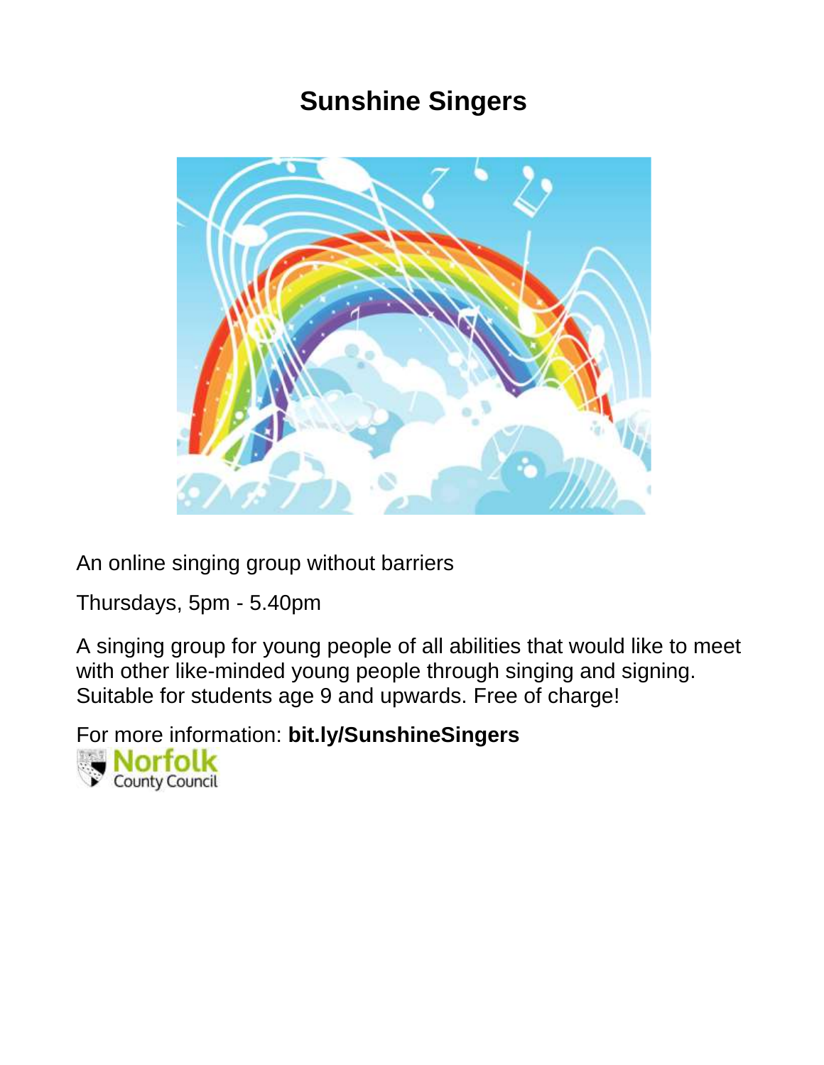# Sunshine Singers

An online singing group without barriers

Thursdays, 5pm - 5.40pm

A singing group for young people of all abilities that would like to meet with other like-minded young people through singing and signing. Suitable for students age 9 and upwards. Free of charge!

For more information: **bit.ly/SunshineSingers**

Norfolk County Council